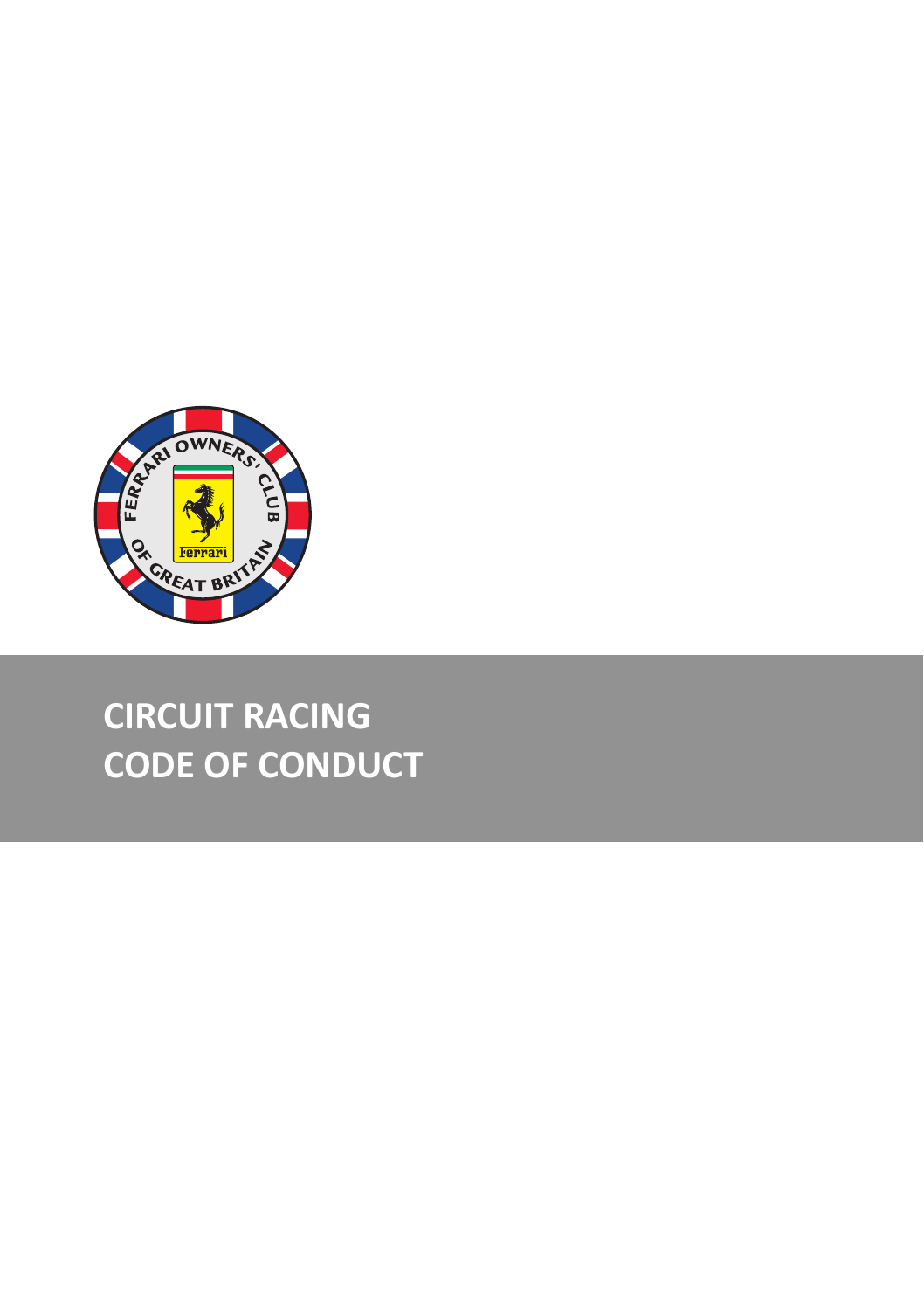# CIRCUIT RACING
# CODE OF CONDUCT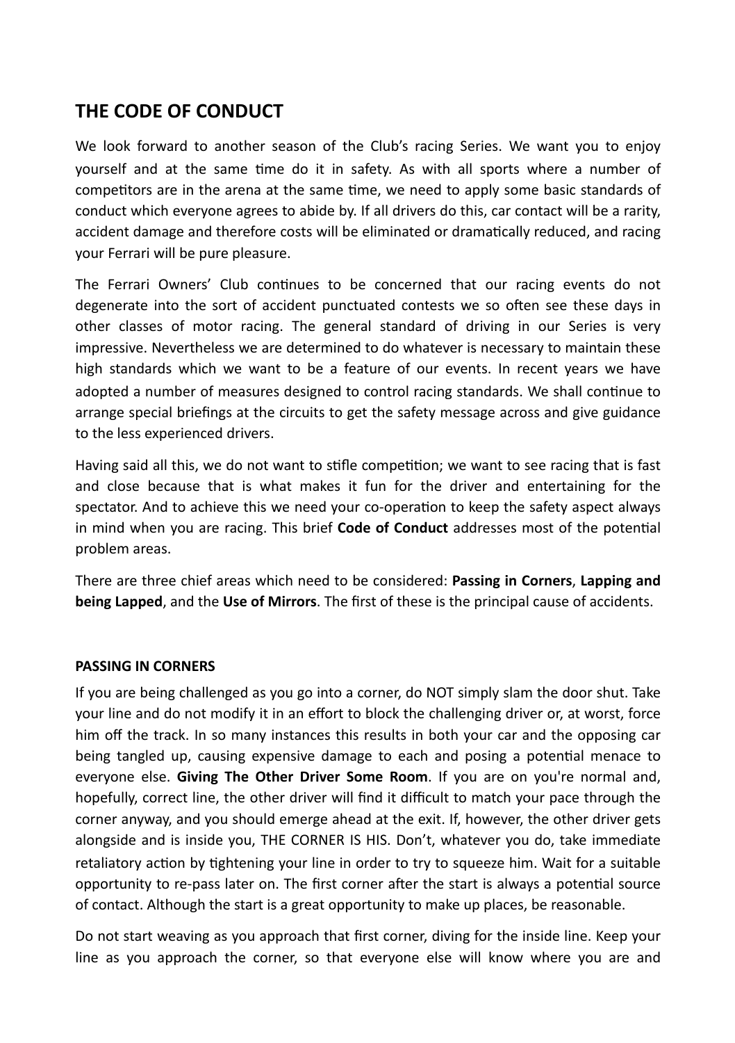## THE CODE OF CONDUCT

We look forward to another season of the Club's racing Series. We want you to enjoy yourself and at the same time do it in safety. As with all sports where a number of competitors are in the arena at the same time, we need to apply some basic standards of conduct which everyone agrees to abide by. If all drivers do this, car contact will be a rarity, accident damage and therefore costs will be eliminated or dramatically reduced, and racing your Ferrari will be pure pleasure.

The Ferrari Owners' Club continues to be concerned that our racing events do not degenerate into the sort of accident punctuated contests we so often see these days in other classes of motor racing. The general standard of driving in our Series is very impressive. Nevertheless we are determined to do whatever is necessary to maintain these high standards which we want to be a feature of our events. In recent years we have adopted a number of measures designed to control racing standards. We shall continue to arrange special briefings at the circuits to get the safety message across and give guidance to the less experienced drivers.

Having said all this, we do not want to stifle competition; we want to see racing that is fast and close because that is what makes it fun for the driver and entertaining for the spectator. And to achieve this we need your co-operation to keep the safety aspect always in mind when you are racing. This brief **Code of Conduct** addresses most of the potential problem areas.

There are three chief areas which need to be considered: **Passing in Corners**, **Lapping and being Lapped**, and the **Use of Mirrors**. The first of these is the principal cause of accidents.

**PASSING IN CORNERS**

If you are being challenged as you go into a corner, do NOT simply slam the door shut. Take your line and do not modify it in an effort to block the challenging driver or, at worst, force him off the track. In so many instances this results in both your car and the opposing car being tangled up, causing expensive damage to each and posing a potential menace to everyone else. **Giving The Other Driver Some Room**. If you are on you're normal and, hopefully, correct line, the other driver will find it difficult to match your pace through the corner anyway, and you should emerge ahead at the exit. If, however, the other driver gets alongside and is inside you, THE CORNER IS HIS. Don't, whatever you do, take immediate retaliatory action by tightening your line in order to try to squeeze him. Wait for a suitable opportunity to re-pass later on. The first corner after the start is always a potential source of contact. Although the start is a great opportunity to make up places, be reasonable.

Do not start weaving as you approach that first corner, diving for the inside line. Keep your line as you approach the corner, so that everyone else will know where you are and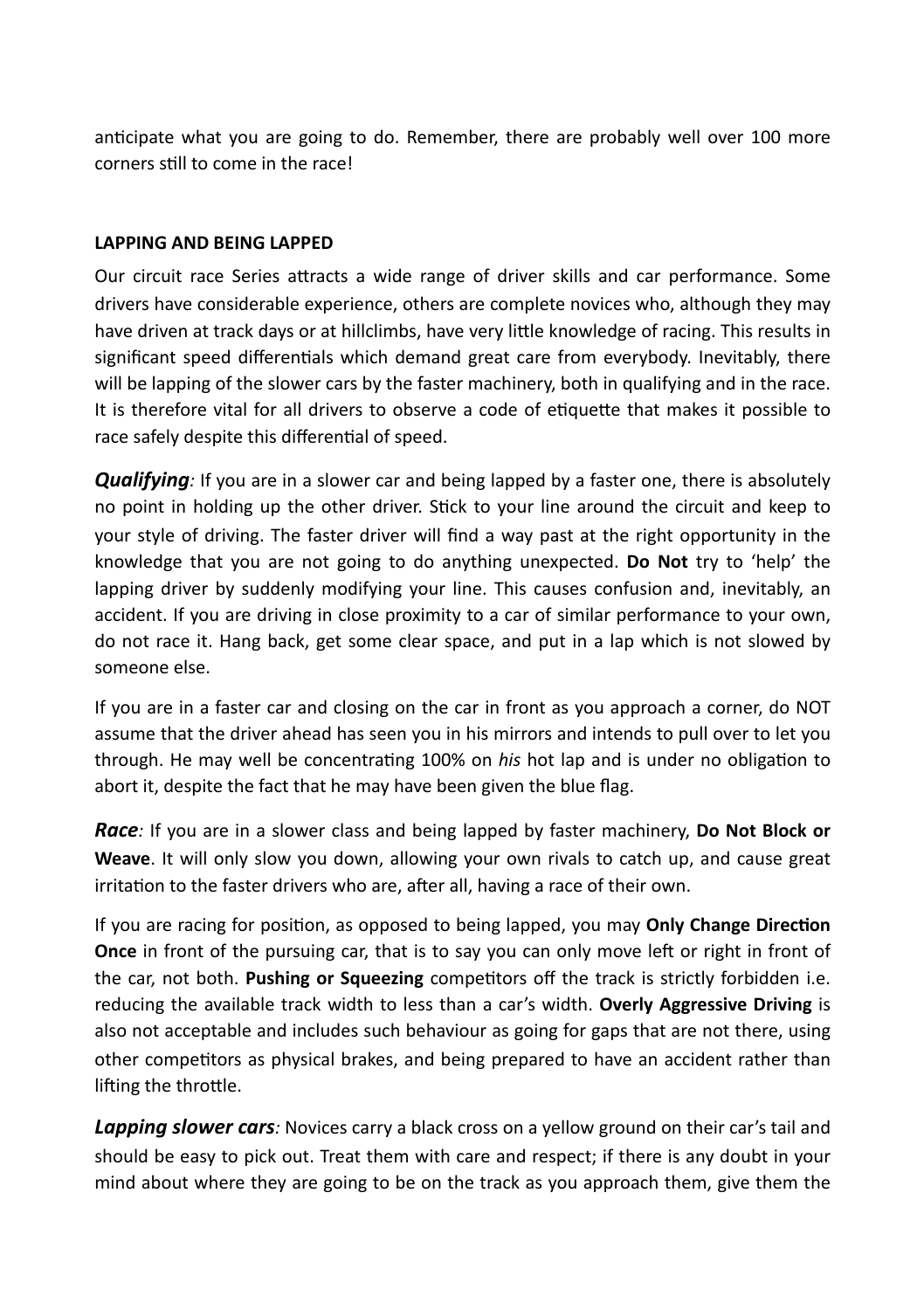anticipate what you are going to do. Remember, there are probably well over 100 more corners still to come in the race!

**LAPPING AND BEING LAPPED**

Our circuit race Series attracts a wide range of driver skills and car performance. Some drivers have considerable experience, others are complete novices who, although they may have driven at track days or at hillclimbs, have very little knowledge of racing. This results in significant speed differentials which demand great care from everybody. Inevitably, there will be lapping of the slower cars by the faster machinery, both in qualifying and in the race. It is therefore vital for all drivers to observe a code of etiquette that makes it possible to race safely despite this differential of speed.

***Qualifying****:* If you are in a slower car and being lapped by a faster one, there is absolutely no point in holding up the other driver. Stick to your line around the circuit and keep to your style of driving. The faster driver will find a way past at the right opportunity in the knowledge that you are not going to do anything unexpected. **Do Not** try to 'help' the lapping driver by suddenly modifying your line. This causes confusion and, inevitably, an accident. If you are driving in close proximity to a car of similar performance to your own, do not race it. Hang back, get some clear space, and put in a lap which is not slowed by someone else.

If you are in a faster car and closing on the car in front as you approach a corner, do NOT assume that the driver ahead has seen you in his mirrors and intends to pull over to let you through. He may well be concentrating 100% on *his* hot lap and is under no obligation to abort it, despite the fact that he may have been given the blue flag.

***Race****:* If you are in a slower class and being lapped by faster machinery, **Do Not Block or Weave**. It will only slow you down, allowing your own rivals to catch up, and cause great irritation to the faster drivers who are, after all, having a race of their own.

If you are racing for position, as opposed to being lapped, you may **Only Change Direction Once** in front of the pursuing car, that is to say you can only move left or right in front of the car, not both. **Pushing or Squeezing** competitors off the track is strictly forbidden i.e. reducing the available track width to less than a car's width. **Overly Aggressive Driving** is also not acceptable and includes such behaviour as going for gaps that are not there, using other competitors as physical brakes, and being prepared to have an accident rather than lifting the throttle.

***Lapping slower cars****:* Novices carry a black cross on a yellow ground on their car's tail and should be easy to pick out. Treat them with care and respect; if there is any doubt in your mind about where they are going to be on the track as you approach them, give them the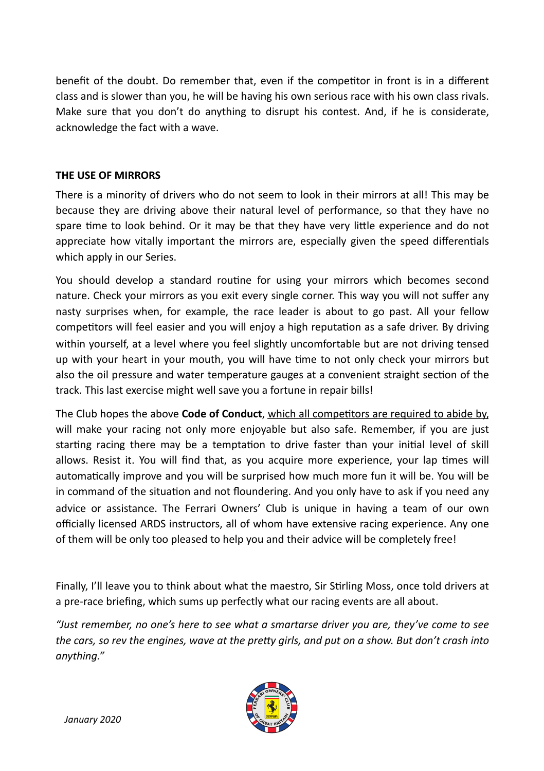benefit of the doubt. Do remember that, even if the competitor in front is in a different class and is slower than you, he will be having his own serious race with his own class rivals. Make sure that you don't do anything to disrupt his contest. And, if he is considerate, acknowledge the fact with a wave.

**THE USE OF MIRRORS**

There is a minority of drivers who do not seem to look in their mirrors at all! This may be because they are driving above their natural level of performance, so that they have no spare time to look behind. Or it may be that they have very little experience and do not appreciate how vitally important the mirrors are, especially given the speed differentials which apply in our Series.

You should develop a standard routine for using your mirrors which becomes second nature. Check your mirrors as you exit every single corner. This way you will not suffer any nasty surprises when, for example, the race leader is about to go past. All your fellow competitors will feel easier and you will enjoy a high reputation as a safe driver. By driving within yourself, at a level where you feel slightly uncomfortable but are not driving tensed up with your heart in your mouth, you will have time to not only check your mirrors but also the oil pressure and water temperature gauges at a convenient straight section of the track. This last exercise might well save you a fortune in repair bills!

The Club hopes the above **Code of Conduct**, <u>which all competitors are required to abide by,</u> will make your racing not only more enjoyable but also safe. Remember, if you are just starting racing there may be a temptation to drive faster than your initial level of skill allows. Resist it. You will find that, as you acquire more experience, your lap times will automatically improve and you will be surprised how much more fun it will be. You will be in command of the situation and not floundering. And you only have to ask if you need any advice or assistance. The Ferrari Owners' Club is unique in having a team of our own officially licensed ARDS instructors, all of whom have extensive racing experience. Any one of them will be only too pleased to help you and their advice will be completely free!

Finally, I'll leave you to think about what the maestro, Sir Stirling Moss, once told drivers at a pre-race briefing, which sums up perfectly what our racing events are all about.

*"Just remember, no one's here to see what a smartarse driver you are, they've come to see the cars, so rev the engines, wave at the pretty girls, and put on a show. But don't crash into anything."*

*January 2020*